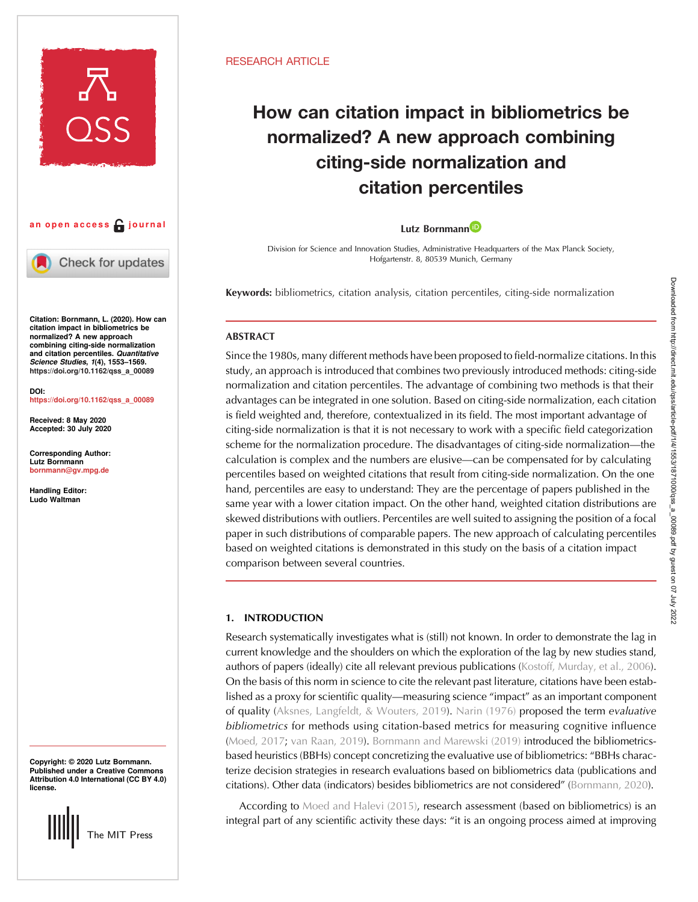RESEARCH ARTICLE

# How can citation impact in bibliometrics be normalized? A new approach combining citing-side normalization and citation percentiles

**Lutz Bornmann**

Division for Science and Innovation Studies, Administrative Headquarters of the Max Planck Society, Hofgartenstr. 8, 80539 Munich, Germany

an open access journal

**Citation:** Bornmann, L. (2020). How can citation impact in bibliometrics be normalized? A new approach combining citing-side normalization and citation percentiles. *Quantitative Science Studies*, *1*(4), 1553–1569. https://doi.org/10.1162/qss_a_00089

**DOI:** https://doi.org/10.1162/qss_a_00089

**Received:** 8 May 2020
**Accepted:** 30 July 2020

**Corresponding Author:** Lutz Bornmann bornmann@gv.mpg.de

**Handling Editor:** Ludo Waltman

**Copyright:** © 2020 Lutz Bornmann. Published under a Creative Commons Attribution 4.0 International (CC BY 4.0) license.

**Keywords:** bibliometrics, citation analysis, citation percentiles, citing-side normalization

## ABSTRACT

Since the 1980s, many different methods have been proposed to field-normalize citations. In this study, an approach is introduced that combines two previously introduced methods: citing-side normalization and citation percentiles. The advantage of combining two methods is that their advantages can be integrated in one solution. Based on citing-side normalization, each citation is field weighted and, therefore, contextualized in its field. The most important advantage of citing-side normalization is that it is not necessary to work with a specific field categorization scheme for the normalization procedure. The disadvantages of citing-side normalization—the calculation is complex and the numbers are elusive—can be compensated for by calculating percentiles based on weighted citations that result from citing-side normalization. On the one hand, percentiles are easy to understand: They are the percentage of papers published in the same year with a lower citation impact. On the other hand, weighted citation distributions are skewed distributions with outliers. Percentiles are well suited to assigning the position of a focal paper in such distributions of comparable papers. The new approach of calculating percentiles based on weighted citations is demonstrated in this study on the basis of a citation impact comparison between several countries.

## 1. INTRODUCTION

Research systematically investigates what is (still) not known. In order to demonstrate the lag in current knowledge and the shoulders on which the exploration of the lag by new studies stand, authors of papers (ideally) cite all relevant previous publications (Kostoff, Murday, et al., 2006). On the basis of this norm in science to cite the relevant past literature, citations have been established as a proxy for scientific quality—measuring science "impact" as an important component of quality (Aksnes, Langfeldt, & Wouters, 2019). Narin (1976) proposed the term *evaluative bibliometrics* for methods using citation-based metrics for measuring cognitive influence (Moed, 2017; van Raan, 2019). Bornmann and Marewski (2019) introduced the bibliometrics-based heuristics (BBHs) concept concretizing the evaluative use of bibliometrics: "BBHs characterize decision strategies in research evaluations based on bibliometrics data (publications and citations). Other data (indicators) besides bibliometrics are not considered" (Bornmann, 2020).

According to Moed and Halevi (2015), research assessment (based on bibliometrics) is an integral part of any scientific activity these days: "it is an ongoing process aimed at improving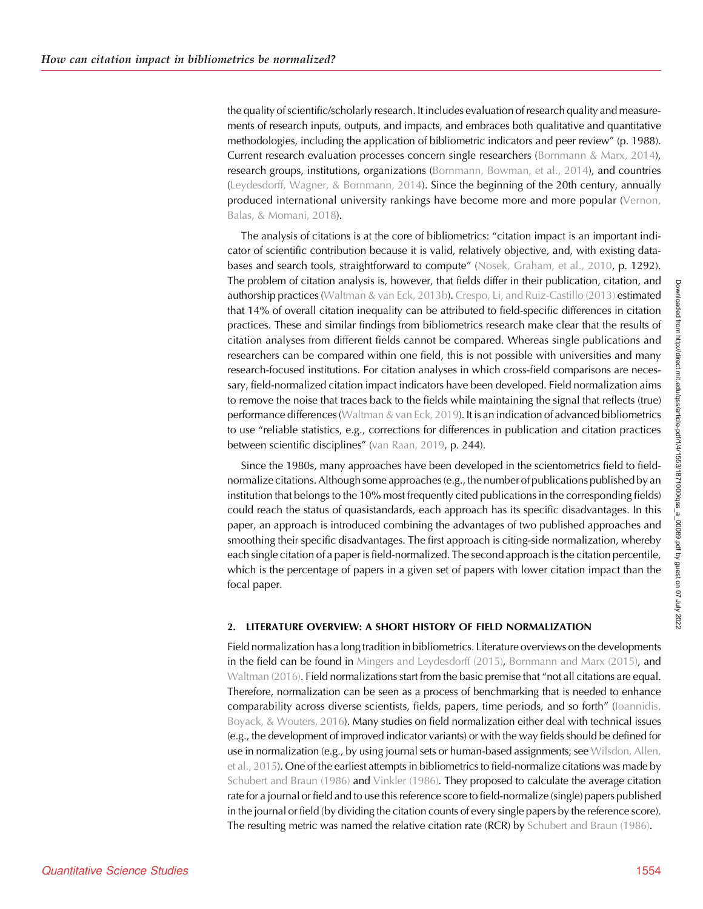the quality of scientific/scholarly research. It includes evaluation of research quality and measurements of research inputs, outputs, and impacts, and embraces both qualitative and quantitative methodologies, including the application of bibliometric indicators and peer review" (p. 1988). Current research evaluation processes concern single researchers (Bornmann & Marx, 2014), research groups, institutions, organizations (Bornmann, Bowman, et al., 2014), and countries (Leydesdorff, Wagner, & Bornmann, 2014). Since the beginning of the 20th century, annually produced international university rankings have become more and more popular (Vernon, Balas, & Momani, 2018).

The analysis of citations is at the core of bibliometrics: "citation impact is an important indicator of scientific contribution because it is valid, relatively objective, and, with existing databases and search tools, straightforward to compute" (Nosek, Graham, et al., 2010, p. 1292). The problem of citation analysis is, however, that fields differ in their publication, citation, and authorship practices (Waltman & van Eck, 2013b). Crespo, Li, and Ruiz-Castillo (2013) estimated that 14% of overall citation inequality can be attributed to field-specific differences in citation practices. These and similar findings from bibliometrics research make clear that the results of citation analyses from different fields cannot be compared. Whereas single publications and researchers can be compared within one field, this is not possible with universities and many research-focused institutions. For citation analyses in which cross-field comparisons are necessary, field-normalized citation impact indicators have been developed. Field normalization aims to remove the noise that traces back to the fields while maintaining the signal that reflects (true) performance differences (Waltman & van Eck, 2019). It is an indication of advanced bibliometrics to use "reliable statistics, e.g., corrections for differences in publication and citation practices between scientific disciplines" (van Raan, 2019, p. 244).

Since the 1980s, many approaches have been developed in the scientometrics field to field-normalize citations. Although some approaches (e.g., the number of publications published by an institution that belongs to the 10% most frequently cited publications in the corresponding fields) could reach the status of quasistandards, each approach has its specific disadvantages. In this paper, an approach is introduced combining the advantages of two published approaches and smoothing their specific disadvantages. The first approach is citing-side normalization, whereby each single citation of a paper is field-normalized. The second approach is the citation percentile, which is the percentage of papers in a given set of papers with lower citation impact than the focal paper.

## 2. LITERATURE OVERVIEW: A SHORT HISTORY OF FIELD NORMALIZATION

Field normalization has a long tradition in bibliometrics. Literature overviews on the developments in the field can be found in Mingers and Leydesdorff (2015), Bornmann and Marx (2015), and Waltman (2016). Field normalizations start from the basic premise that "not all citations are equal. Therefore, normalization can be seen as a process of benchmarking that is needed to enhance comparability across diverse scientists, fields, papers, time periods, and so forth" (Ioannidis, Boyack, & Wouters, 2016). Many studies on field normalization either deal with technical issues (e.g., the development of improved indicator variants) or with the way fields should be defined for use in normalization (e.g., by using journal sets or human-based assignments; see Wilsdon, Allen, et al., 2015). One of the earliest attempts in bibliometrics to field-normalize citations was made by Schubert and Braun (1986) and Vinkler (1986). They proposed to calculate the average citation rate for a journal or field and to use this reference score to field-normalize (single) papers published in the journal or field (by dividing the citation counts of every single papers by the reference score). The resulting metric was named the relative citation rate (RCR) by Schubert and Braun (1986).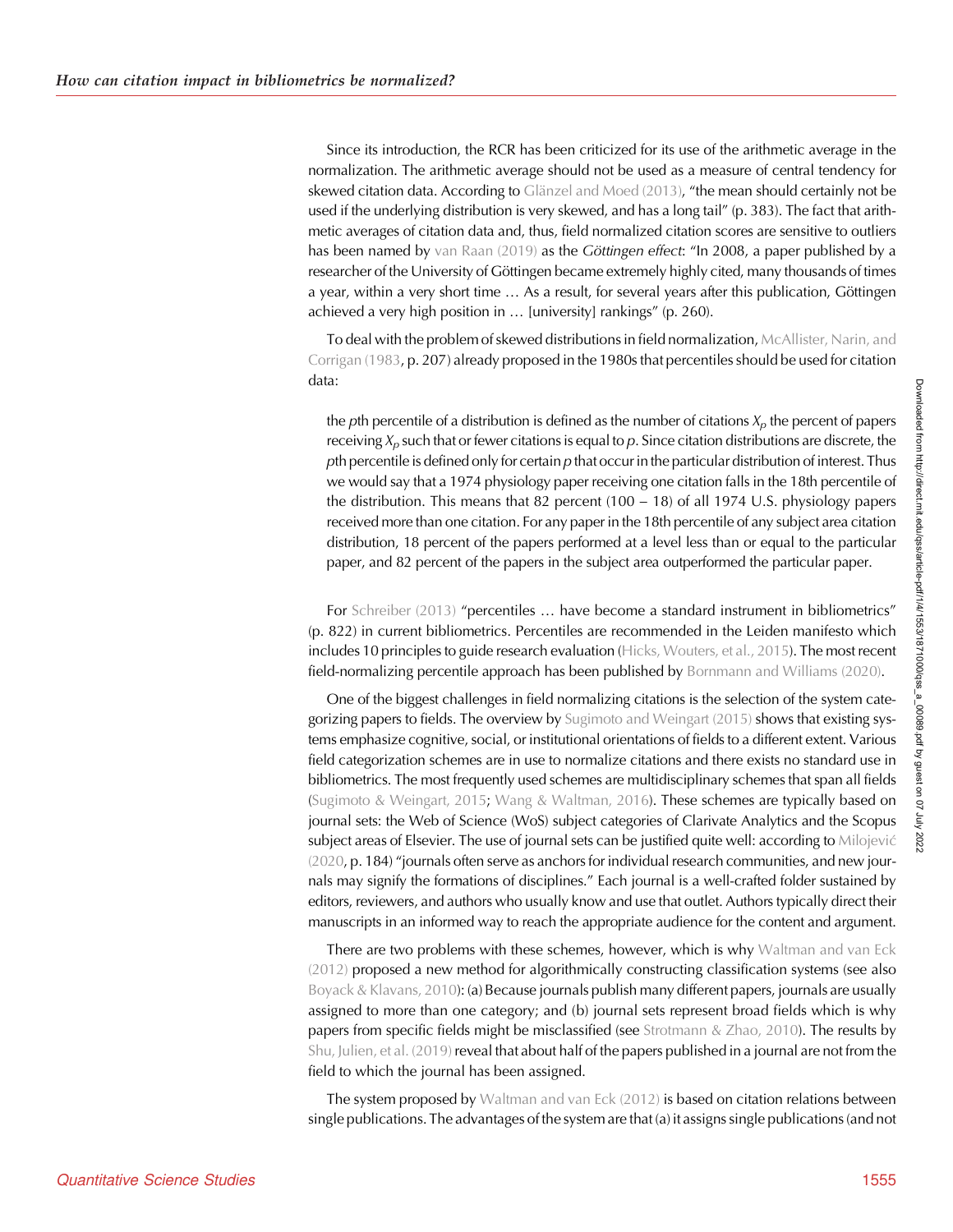Since its introduction, the RCR has been criticized for its use of the arithmetic average in the normalization. The arithmetic average should not be used as a measure of central tendency for skewed citation data. According to Glänzel and Moed (2013), "the mean should certainly not be used if the underlying distribution is very skewed, and has a long tail" (p. 383). The fact that arithmetic averages of citation data and, thus, field normalized citation scores are sensitive to outliers has been named by van Raan (2019) as the *Göttingen effect*: "In 2008, a paper published by a researcher of the University of Göttingen became extremely highly cited, many thousands of times a year, within a very short time … As a result, for several years after this publication, Göttingen achieved a very high position in … [university] rankings" (p. 260).

To deal with the problem of skewed distributions in field normalization, McAllister, Narin, and Corrigan (1983, p. 207) already proposed in the 1980s that percentiles should be used for citation data:

> the *p*th percentile of a distribution is defined as the number of citations $X_p$ the percent of papers receiving $X_p$ such that or fewer citations is equal to *p*. Since citation distributions are discrete, the *p*th percentile is defined only for certain *p* that occur in the particular distribution of interest. Thus we would say that a 1974 physiology paper receiving one citation falls in the 18th percentile of the distribution. This means that 82 percent (100 − 18) of all 1974 U.S. physiology papers received more than one citation. For any paper in the 18th percentile of any subject area citation distribution, 18 percent of the papers performed at a level less than or equal to the particular paper, and 82 percent of the papers in the subject area outperformed the particular paper.

For Schreiber (2013) "percentiles … have become a standard instrument in bibliometrics" (p. 822) in current bibliometrics. Percentiles are recommended in the Leiden manifesto which includes 10 principles to guide research evaluation (Hicks, Wouters, et al., 2015). The most recent field-normalizing percentile approach has been published by Bornmann and Williams (2020).

One of the biggest challenges in field normalizing citations is the selection of the system categorizing papers to fields. The overview by Sugimoto and Weingart (2015) shows that existing systems emphasize cognitive, social, or institutional orientations of fields to a different extent. Various field categorization schemes are in use to normalize citations and there exists no standard use in bibliometrics. The most frequently used schemes are multidisciplinary schemes that span all fields (Sugimoto & Weingart, 2015; Wang & Waltman, 2016). These schemes are typically based on journal sets: the Web of Science (WoS) subject categories of Clarivate Analytics and the Scopus subject areas of Elsevier. The use of journal sets can be justified quite well: according to Milojević (2020, p. 184) "journals often serve as anchors for individual research communities, and new journals may signify the formations of disciplines." Each journal is a well-crafted folder sustained by editors, reviewers, and authors who usually know and use that outlet. Authors typically direct their manuscripts in an informed way to reach the appropriate audience for the content and argument.

There are two problems with these schemes, however, which is why Waltman and van Eck (2012) proposed a new method for algorithmically constructing classification systems (see also Boyack & Klavans, 2010): (a) Because journals publish many different papers, journals are usually assigned to more than one category; and (b) journal sets represent broad fields which is why papers from specific fields might be misclassified (see Strotmann & Zhao, 2010). The results by Shu, Julien, et al. (2019) reveal that about half of the papers published in a journal are not from the field to which the journal has been assigned.

The system proposed by Waltman and van Eck (2012) is based on citation relations between single publications. The advantages of the system are that (a) it assigns single publications (and not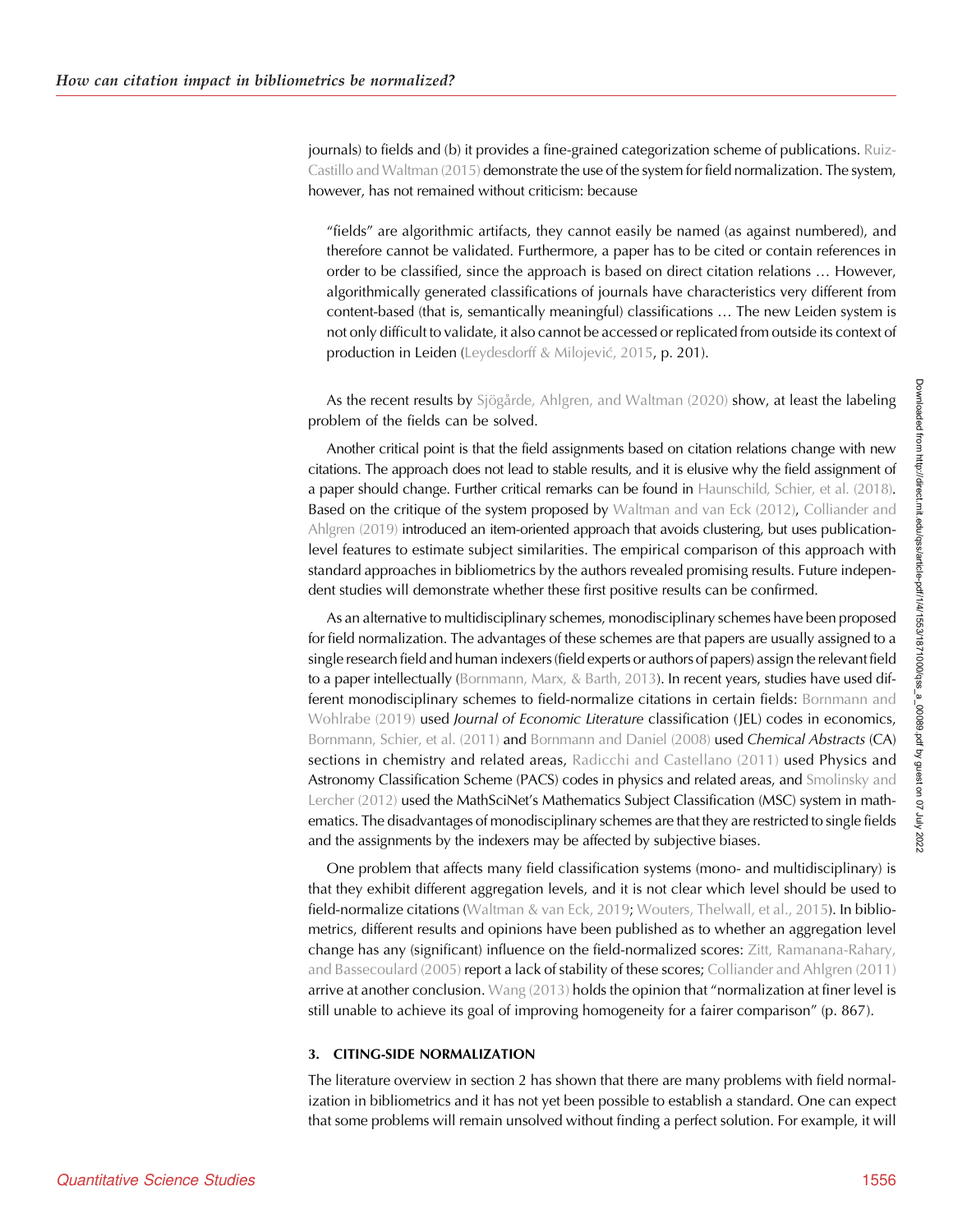journals) to fields and (b) it provides a fine-grained categorization scheme of publications. Ruiz-Castillo and Waltman (2015) demonstrate the use of the system for field normalization. The system, however, has not remained without criticism: because

> "fields" are algorithmic artifacts, they cannot easily be named (as against numbered), and therefore cannot be validated. Furthermore, a paper has to be cited or contain references in order to be classified, since the approach is based on direct citation relations … However, algorithmically generated classifications of journals have characteristics very different from content-based (that is, semantically meaningful) classifications … The new Leiden system is not only difficult to validate, it also cannot be accessed or replicated from outside its context of production in Leiden (Leydesdorff & Milojević, 2015, p. 201).

As the recent results by Sjögårde, Ahlgren, and Waltman (2020) show, at least the labeling problem of the fields can be solved.

Another critical point is that the field assignments based on citation relations change with new citations. The approach does not lead to stable results, and it is elusive why the field assignment of a paper should change. Further critical remarks can be found in Haunschild, Schier, et al. (2018). Based on the critique of the system proposed by Waltman and van Eck (2012), Colliander and Ahlgren (2019) introduced an item-oriented approach that avoids clustering, but uses publication-level features to estimate subject similarities. The empirical comparison of this approach with standard approaches in bibliometrics by the authors revealed promising results. Future independent studies will demonstrate whether these first positive results can be confirmed.

As an alternative to multidisciplinary schemes, monodisciplinary schemes have been proposed for field normalization. The advantages of these schemes are that papers are usually assigned to a single research field and human indexers (field experts or authors of papers) assign the relevant field to a paper intellectually (Bornmann, Marx, & Barth, 2013). In recent years, studies have used different monodisciplinary schemes to field-normalize citations in certain fields: Bornmann and Wohlrabe (2019) used *Journal of Economic Literature* classification (JEL) codes in economics, Bornmann, Schier, et al. (2011) and Bornmann and Daniel (2008) used *Chemical Abstracts* (CA) sections in chemistry and related areas, Radicchi and Castellano (2011) used Physics and Astronomy Classification Scheme (PACS) codes in physics and related areas, and Smolinsky and Lercher (2012) used the MathSciNet's Mathematics Subject Classification (MSC) system in mathematics. The disadvantages of monodisciplinary schemes are that they are restricted to single fields and the assignments by the indexers may be affected by subjective biases.

One problem that affects many field classification systems (mono- and multidisciplinary) is that they exhibit different aggregation levels, and it is not clear which level should be used to field-normalize citations (Waltman & van Eck, 2019; Wouters, Thelwall, et al., 2015). In bibliometrics, different results and opinions have been published as to whether an aggregation level change has any (significant) influence on the field-normalized scores: Zitt, Ramanana-Rahary, and Bassecoulard (2005) report a lack of stability of these scores; Colliander and Ahlgren (2011) arrive at another conclusion. Wang (2013) holds the opinion that "normalization at finer level is still unable to achieve its goal of improving homogeneity for a fairer comparison" (p. 867).

## 3. CITING-SIDE NORMALIZATION

The literature overview in section 2 has shown that there are many problems with field normalization in bibliometrics and it has not yet been possible to establish a standard. One can expect that some problems will remain unsolved without finding a perfect solution. For example, it will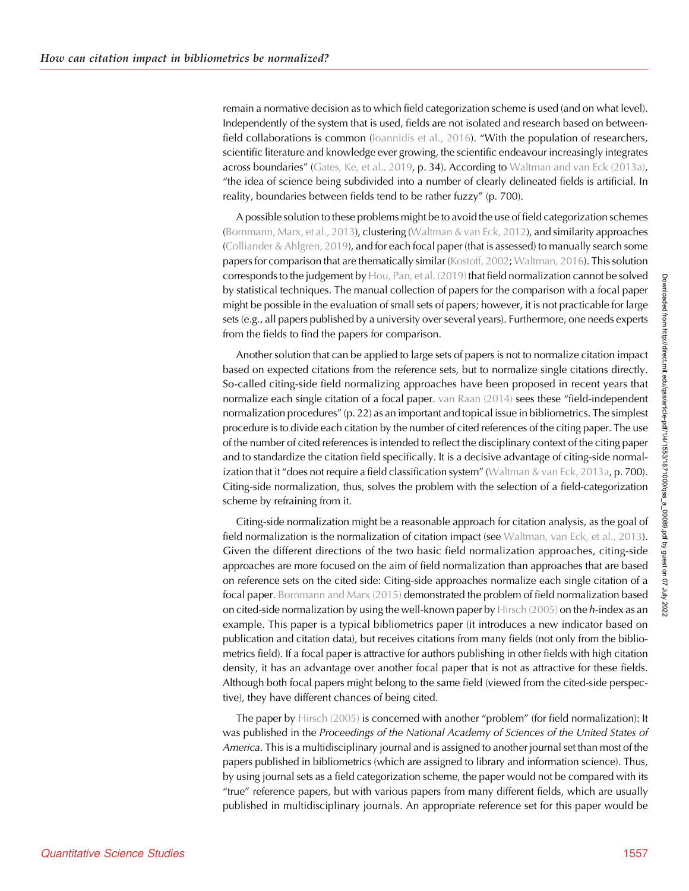remain a normative decision as to which field categorization scheme is used (and on what level). Independently of the system that is used, fields are not isolated and research based on between-field collaborations is common (Ioannidis et al., 2016). "With the population of researchers, scientific literature and knowledge ever growing, the scientific endeavour increasingly integrates across boundaries" (Gates, Ke, et al., 2019, p. 34). According to Waltman and van Eck (2013a), "the idea of science being subdivided into a number of clearly delineated fields is artificial. In reality, boundaries between fields tend to be rather fuzzy" (p. 700).

A possible solution to these problems might be to avoid the use of field categorization schemes (Bornmann, Marx, et al., 2013), clustering (Waltman & van Eck, 2012), and similarity approaches (Colliander & Ahlgren, 2019), and for each focal paper (that is assessed) to manually search some papers for comparison that are thematically similar (Kostoff, 2002; Waltman, 2016). This solution corresponds to the judgement by Hou, Pan, et al. (2019) that field normalization cannot be solved by statistical techniques. The manual collection of papers for the comparison with a focal paper might be possible in the evaluation of small sets of papers; however, it is not practicable for large sets (e.g., all papers published by a university over several years). Furthermore, one needs experts from the fields to find the papers for comparison.

Another solution that can be applied to large sets of papers is not to normalize citation impact based on expected citations from the reference sets, but to normalize single citations directly. So-called citing-side field normalizing approaches have been proposed in recent years that normalize each single citation of a focal paper. van Raan (2014) sees these "field-independent normalization procedures" (p. 22) as an important and topical issue in bibliometrics. The simplest procedure is to divide each citation by the number of cited references of the citing paper. The use of the number of cited references is intended to reflect the disciplinary context of the citing paper and to standardize the citation field specifically. It is a decisive advantage of citing-side normalization that it "does not require a field classification system" (Waltman & van Eck, 2013a, p. 700). Citing-side normalization, thus, solves the problem with the selection of a field-categorization scheme by refraining from it.

Citing-side normalization might be a reasonable approach for citation analysis, as the goal of field normalization is the normalization of citation impact (see Waltman, van Eck, et al., 2013). Given the different directions of the two basic field normalization approaches, citing-side approaches are more focused on the aim of field normalization than approaches that are based on reference sets on the cited side: Citing-side approaches normalize each single citation of a focal paper. Bornmann and Marx (2015) demonstrated the problem of field normalization based on cited-side normalization by using the well-known paper by Hirsch (2005) on the *h*-index as an example. This paper is a typical bibliometrics paper (it introduces a new indicator based on publication and citation data), but receives citations from many fields (not only from the bibliometrics field). If a focal paper is attractive for authors publishing in other fields with high citation density, it has an advantage over another focal paper that is not as attractive for these fields. Although both focal papers might belong to the same field (viewed from the cited-side perspective), they have different chances of being cited.

The paper by Hirsch (2005) is concerned with another "problem" (for field normalization): It was published in the *Proceedings of the National Academy of Sciences of the United States of America*. This is a multidisciplinary journal and is assigned to another journal set than most of the papers published in bibliometrics (which are assigned to library and information science). Thus, by using journal sets as a field categorization scheme, the paper would not be compared with its "true" reference papers, but with various papers from many different fields, which are usually published in multidisciplinary journals. An appropriate reference set for this paper would be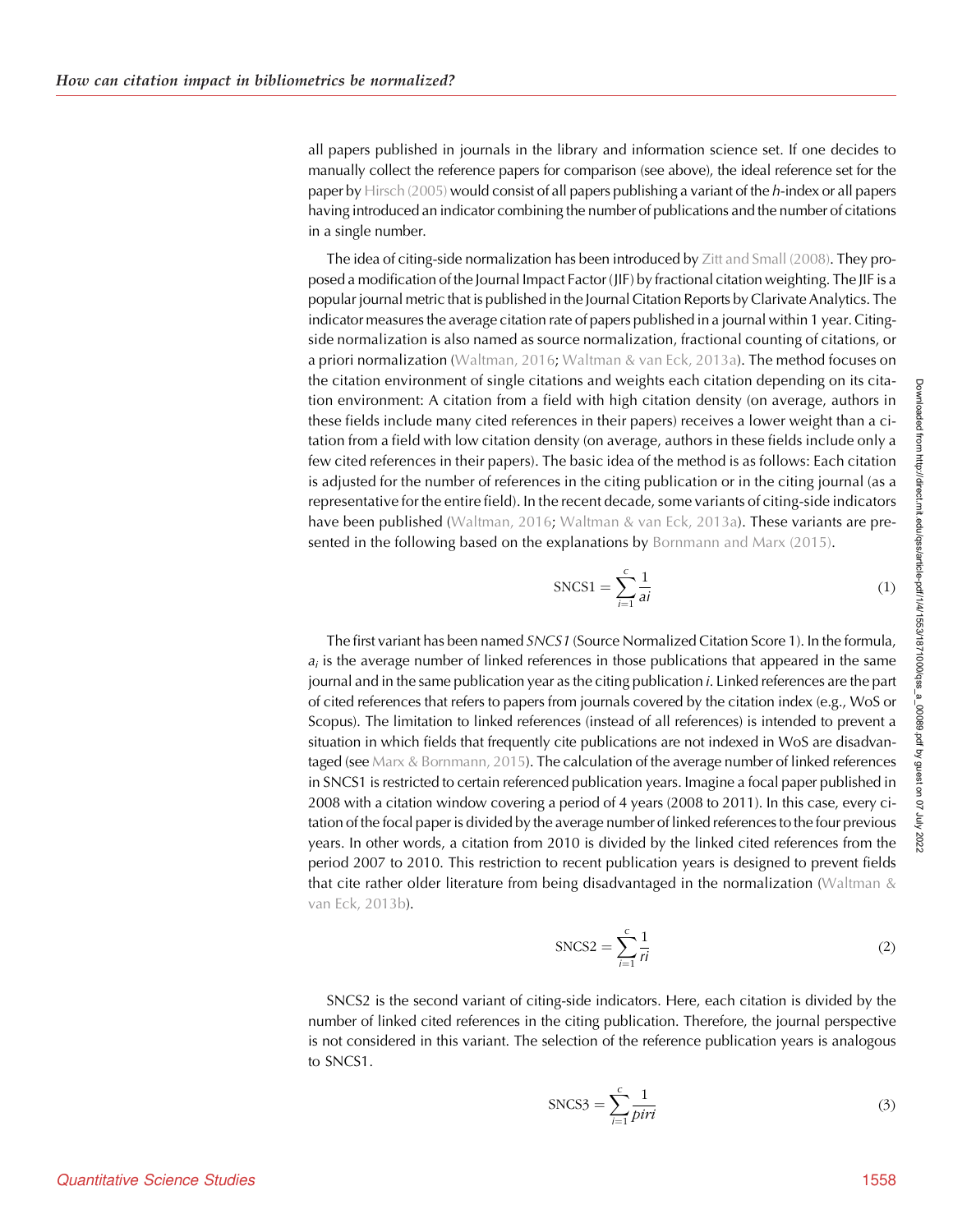all papers published in journals in the library and information science set. If one decides to manually collect the reference papers for comparison (see above), the ideal reference set for the paper by Hirsch (2005) would consist of all papers publishing a variant of the *h*-index or all papers having introduced an indicator combining the number of publications and the number of citations in a single number.

The idea of citing-side normalization has been introduced by Zitt and Small (2008). They proposed a modification of the Journal Impact Factor (JIF) by fractional citation weighting. The JIF is a popular journal metric that is published in the Journal Citation Reports by Clarivate Analytics. The indicator measures the average citation rate of papers published in a journal within 1 year. Citing-side normalization is also named as source normalization, fractional counting of citations, or a priori normalization (Waltman, 2016; Waltman & van Eck, 2013a). The method focuses on the citation environment of single citations and weights each citation depending on its citation environment: A citation from a field with high citation density (on average, authors in these fields include many cited references in their papers) receives a lower weight than a citation from a field with low citation density (on average, authors in these fields include only a few cited references in their papers). The basic idea of the method is as follows: Each citation is adjusted for the number of references in the citing publication or in the citing journal (as a representative for the entire field). In the recent decade, some variants of citing-side indicators have been published (Waltman, 2016; Waltman & van Eck, 2013a). These variants are presented in the following based on the explanations by Bornmann and Marx (2015).

$$\mathrm{SNCS1} = \sum_{i=1}^{c} \frac{1}{ai} \tag{1}$$

The first variant has been named *SNCS1* (Source Normalized Citation Score 1). In the formula, $a_i$ is the average number of linked references in those publications that appeared in the same journal and in the same publication year as the citing publication *i*. Linked references are the part of cited references that refers to papers from journals covered by the citation index (e.g., WoS or Scopus). The limitation to linked references (instead of all references) is intended to prevent a situation in which fields that frequently cite publications are not indexed in WoS are disadvantaged (see Marx & Bornmann, 2015). The calculation of the average number of linked references in SNCS1 is restricted to certain referenced publication years. Imagine a focal paper published in 2008 with a citation window covering a period of 4 years (2008 to 2011). In this case, every citation of the focal paper is divided by the average number of linked references to the four previous years. In other words, a citation from 2010 is divided by the linked cited references from the period 2007 to 2010. This restriction to recent publication years is designed to prevent fields that cite rather older literature from being disadvantaged in the normalization (Waltman & van Eck, 2013b).

$$\mathrm{SNCS2} = \sum_{i=1}^{c} \frac{1}{ri} \tag{2}$$

SNCS2 is the second variant of citing-side indicators. Here, each citation is divided by the number of linked cited references in the citing publication. Therefore, the journal perspective is not considered in this variant. The selection of the reference publication years is analogous to SNCS1.

$$\mathrm{SNCS3} = \sum_{i=1}^{c} \frac{1}{piri} \tag{3}$$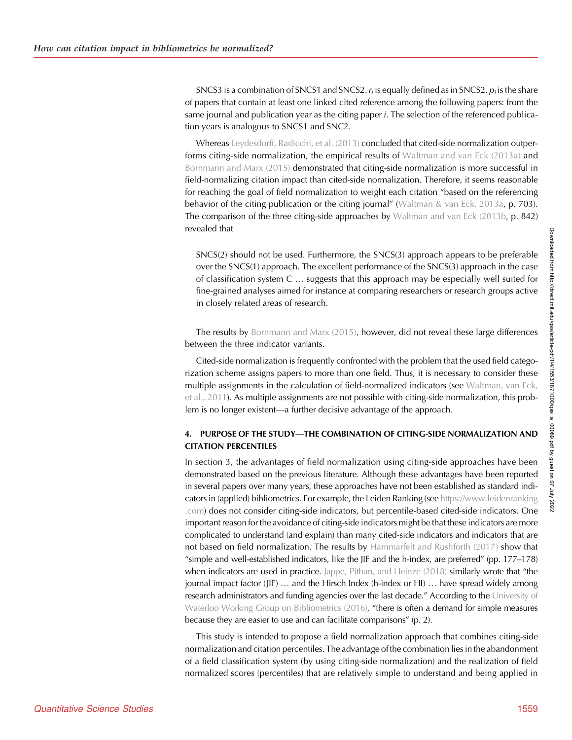SNCS3 is a combination of SNCS1 and SNCS2. $r_i$ is equally defined as in SNCS2. $p_i$ is the share of papers that contain at least one linked cited reference among the following papers: from the same journal and publication year as the citing paper $i$. The selection of the referenced publication years is analogous to SNCS1 and SNC2.

Whereas Leydesdorff, Radicchi, et al. (2013) concluded that cited-side normalization outperforms citing-side normalization, the empirical results of Waltman and van Eck (2013a) and Bornmann and Marx (2015) demonstrated that citing-side normalization is more successful in field-normalizing citation impact than cited-side normalization. Therefore, it seems reasonable for reaching the goal of field normalization to weight each citation "based on the referencing behavior of the citing publication or the citing journal" (Waltman & van Eck, 2013a, p. 703). The comparison of the three citing-side approaches by Waltman and van Eck (2013b, p. 842) revealed that

> SNCS(2) should not be used. Furthermore, the SNCS(3) approach appears to be preferable over the SNCS(1) approach. The excellent performance of the SNCS(3) approach in the case of classification system C … suggests that this approach may be especially well suited for fine-grained analyses aimed for instance at comparing researchers or research groups active in closely related areas of research.

The results by Bornmann and Marx (2015), however, did not reveal these large differences between the three indicator variants.

Cited-side normalization is frequently confronted with the problem that the used field categorization scheme assigns papers to more than one field. Thus, it is necessary to consider these multiple assignments in the calculation of field-normalized indicators (see Waltman, van Eck, et al., 2011). As multiple assignments are not possible with citing-side normalization, this problem is no longer existent—a further decisive advantage of the approach.

## 4. PURPOSE OF THE STUDY—THE COMBINATION OF CITING-SIDE NORMALIZATION AND CITATION PERCENTILES

In section 3, the advantages of field normalization using citing-side approaches have been demonstrated based on the previous literature. Although these advantages have been reported in several papers over many years, these approaches have not been established as standard indicators in (applied) bibliometrics. For example, the Leiden Ranking (see https://www.leidenranking.com) does not consider citing-side indicators, but percentile-based cited-side indicators. One important reason for the avoidance of citing-side indicators might be that these indicators are more complicated to understand (and explain) than many cited-side indicators and indicators that are not based on field normalization. The results by Hammarfelt and Rushforth (2017) show that "simple and well-established indicators, like the JIF and the h-index, are preferred" (pp. 177–178) when indicators are used in practice. Jappe, Pithan, and Heinze (2018) similarly wrote that "the journal impact factor (JIF) … and the Hirsch Index (h-index or HI) … have spread widely among research administrators and funding agencies over the last decade." According to the University of Waterloo Working Group on Bibliometrics (2016), "there is often a demand for simple measures because they are easier to use and can facilitate comparisons" (p. 2).

This study is intended to propose a field normalization approach that combines citing-side normalization and citation percentiles. The advantage of the combination lies in the abandonment of a field classification system (by using citing-side normalization) and the realization of field normalized scores (percentiles) that are relatively simple to understand and being applied in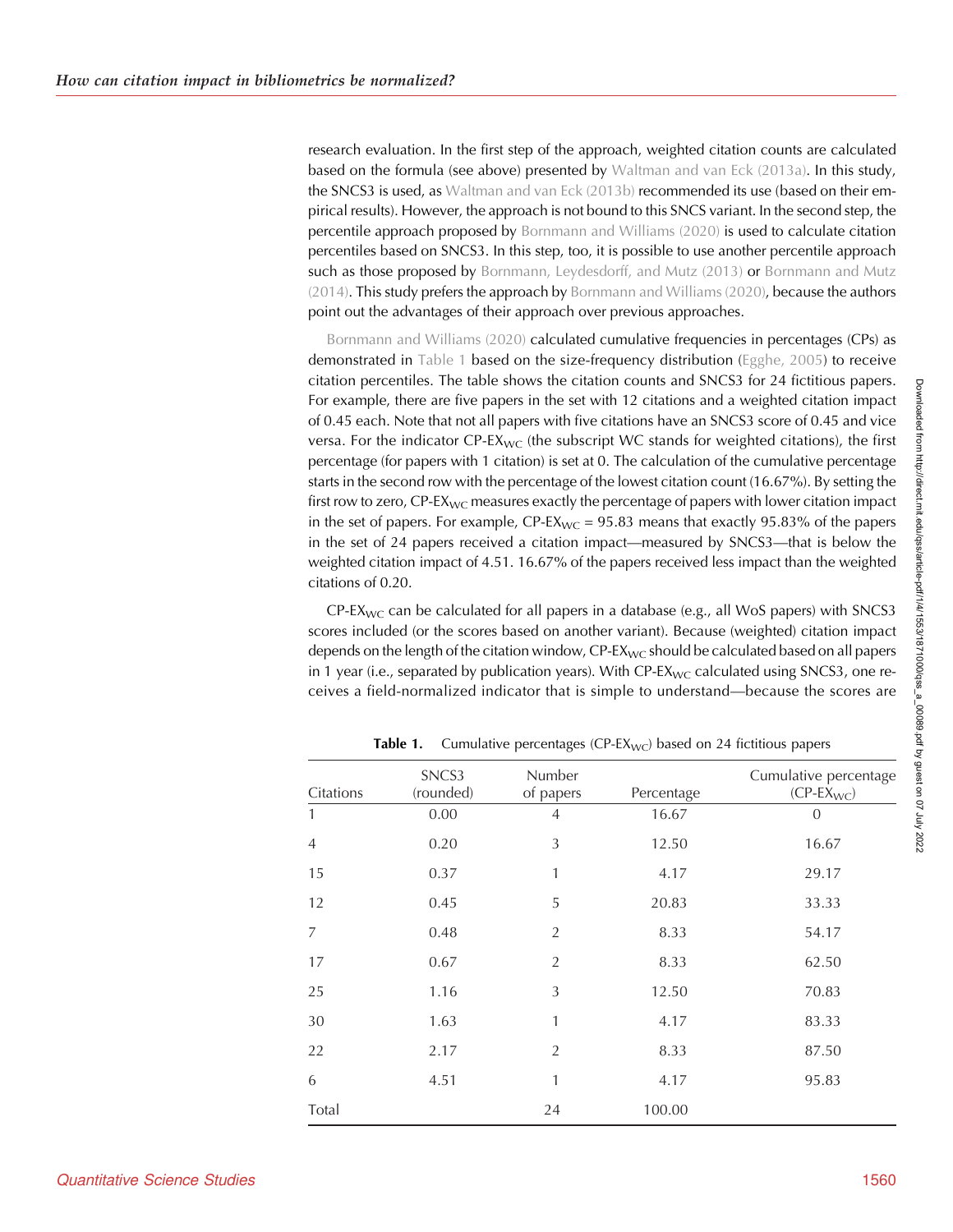research evaluation. In the first step of the approach, weighted citation counts are calculated based on the formula (see above) presented by Waltman and van Eck (2013a). In this study, the SNCS3 is used, as Waltman and van Eck (2013b) recommended its use (based on their empirical results). However, the approach is not bound to this SNCS variant. In the second step, the percentile approach proposed by Bornmann and Williams (2020) is used to calculate citation percentiles based on SNCS3. In this step, too, it is possible to use another percentile approach such as those proposed by Bornmann, Leydesdorff, and Mutz (2013) or Bornmann and Mutz (2014). This study prefers the approach by Bornmann and Williams (2020), because the authors point out the advantages of their approach over previous approaches.

Bornmann and Williams (2020) calculated cumulative frequencies in percentages (CPs) as demonstrated in Table 1 based on the size-frequency distribution (Egghe, 2005) to receive citation percentiles. The table shows the citation counts and SNCS3 for 24 fictitious papers. For example, there are five papers in the set with 12 citations and a weighted citation impact of 0.45 each. Note that not all papers with five citations have an SNCS3 score of 0.45 and vice versa. For the indicator CP-$EX_{WC}$ (the subscript WC stands for weighted citations), the first percentage (for papers with 1 citation) is set at 0. The calculation of the cumulative percentage starts in the second row with the percentage of the lowest citation count (16.67%). By setting the first row to zero, CP-$EX_{WC}$ measures exactly the percentage of papers with lower citation impact in the set of papers. For example, CP-$EX_{WC}$ = 95.83 means that exactly 95.83% of the papers in the set of 24 papers received a citation impact—measured by SNCS3—that is below the weighted citation impact of 4.51. 16.67% of the papers received less impact than the weighted citations of 0.20.

CP-$EX_{WC}$ can be calculated for all papers in a database (e.g., all WoS papers) with SNCS3 scores included (or the scores based on another variant). Because (weighted) citation impact depends on the length of the citation window, CP-$EX_{WC}$ should be calculated based on all papers in 1 year (i.e., separated by publication years). With CP-$EX_{WC}$ calculated using SNCS3, one receives a field-normalized indicator that is simple to understand—because the scores are

**Table 1.** Cumulative percentages (CP-$EX_{WC}$) based on 24 fictitious papers

| Citations | SNCS3 (rounded) | Number of papers | Percentage | Cumulative percentage (CP-$EX_{WC}$) |
|---|---|---|---|---|
| 1 | 0.00 | 4 | 16.67 | 0 |
| 4 | 0.20 | 3 | 12.50 | 16.67 |
| 15 | 0.37 | 1 | 4.17 | 29.17 |
| 12 | 0.45 | 5 | 20.83 | 33.33 |
| 7 | 0.48 | 2 | 8.33 | 54.17 |
| 17 | 0.67 | 2 | 8.33 | 62.50 |
| 25 | 1.16 | 3 | 12.50 | 70.83 |
| 30 | 1.63 | 1 | 4.17 | 83.33 |
| 22 | 2.17 | 2 | 8.33 | 87.50 |
| 6 | 4.51 | 1 | 4.17 | 95.83 |
| Total | | 24 | 100.00 | |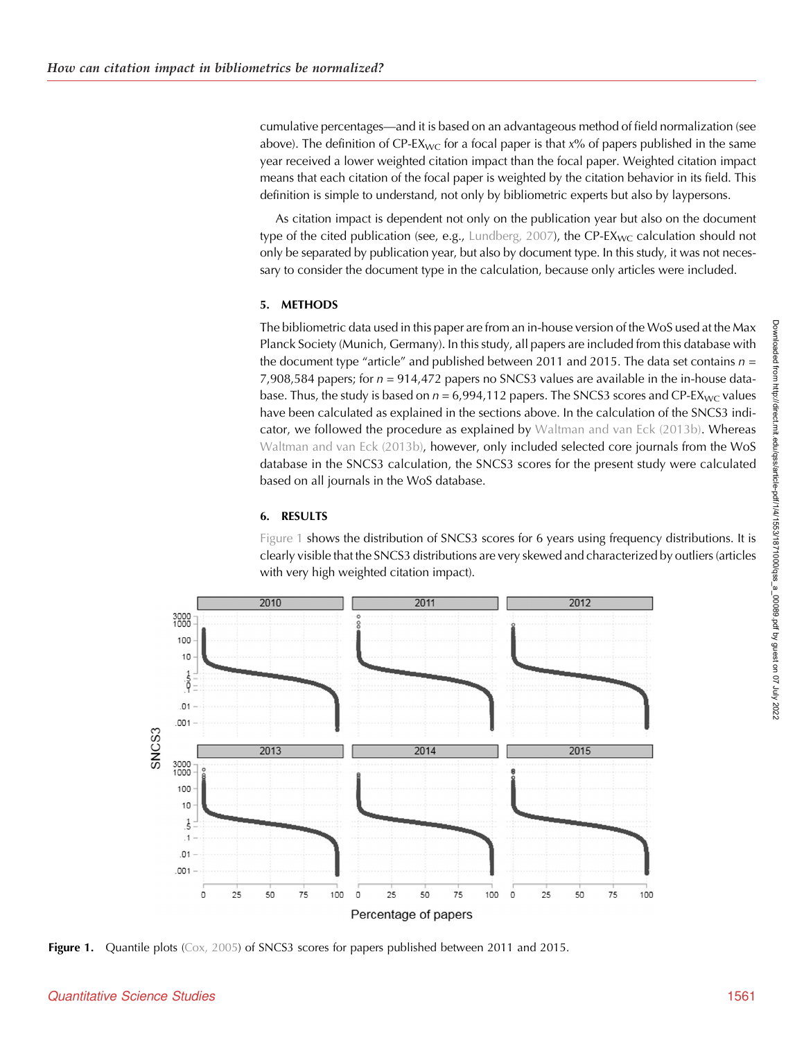cumulative percentages—and it is based on an advantageous method of field normalization (see above). The definition of CP-$EX_{WC}$ for a focal paper is that $x$% of papers published in the same year received a lower weighted citation impact than the focal paper. Weighted citation impact means that each citation of the focal paper is weighted by the citation behavior in its field. This definition is simple to understand, not only by bibliometric experts but also by laypersons.

As citation impact is dependent not only on the publication year but also on the document type of the cited publication (see, e.g., Lundberg, 2007), the CP-$EX_{WC}$ calculation should not only be separated by publication year, but also by document type. In this study, it was not necessary to consider the document type in the calculation, because only articles were included.

## 5. METHODS

The bibliometric data used in this paper are from an in-house version of the WoS used at the Max Planck Society (Munich, Germany). In this study, all papers are included from this database with the document type "article" and published between 2011 and 2015. The data set contains $n$ = 7,908,584 papers; for $n$ = 914,472 papers no SNCS3 values are available in the in-house database. Thus, the study is based on $n$ = 6,994,112 papers. The SNCS3 scores and CP-$EX_{WC}$ values have been calculated as explained in the sections above. In the calculation of the SNCS3 indicator, we followed the procedure as explained by Waltman and van Eck (2013b). Whereas Waltman and van Eck (2013b), however, only included selected core journals from the WoS database in the SNCS3 calculation, the SNCS3 scores for the present study were calculated based on all journals in the WoS database.

## 6. RESULTS

Figure 1 shows the distribution of SNCS3 scores for 6 years using frequency distributions. It is clearly visible that the SNCS3 distributions are very skewed and characterized by outliers (articles with very high weighted citation impact).

**Figure 1.** Quantile plots (Cox, 2005) of SNCS3 scores for papers published between 2011 and 2015.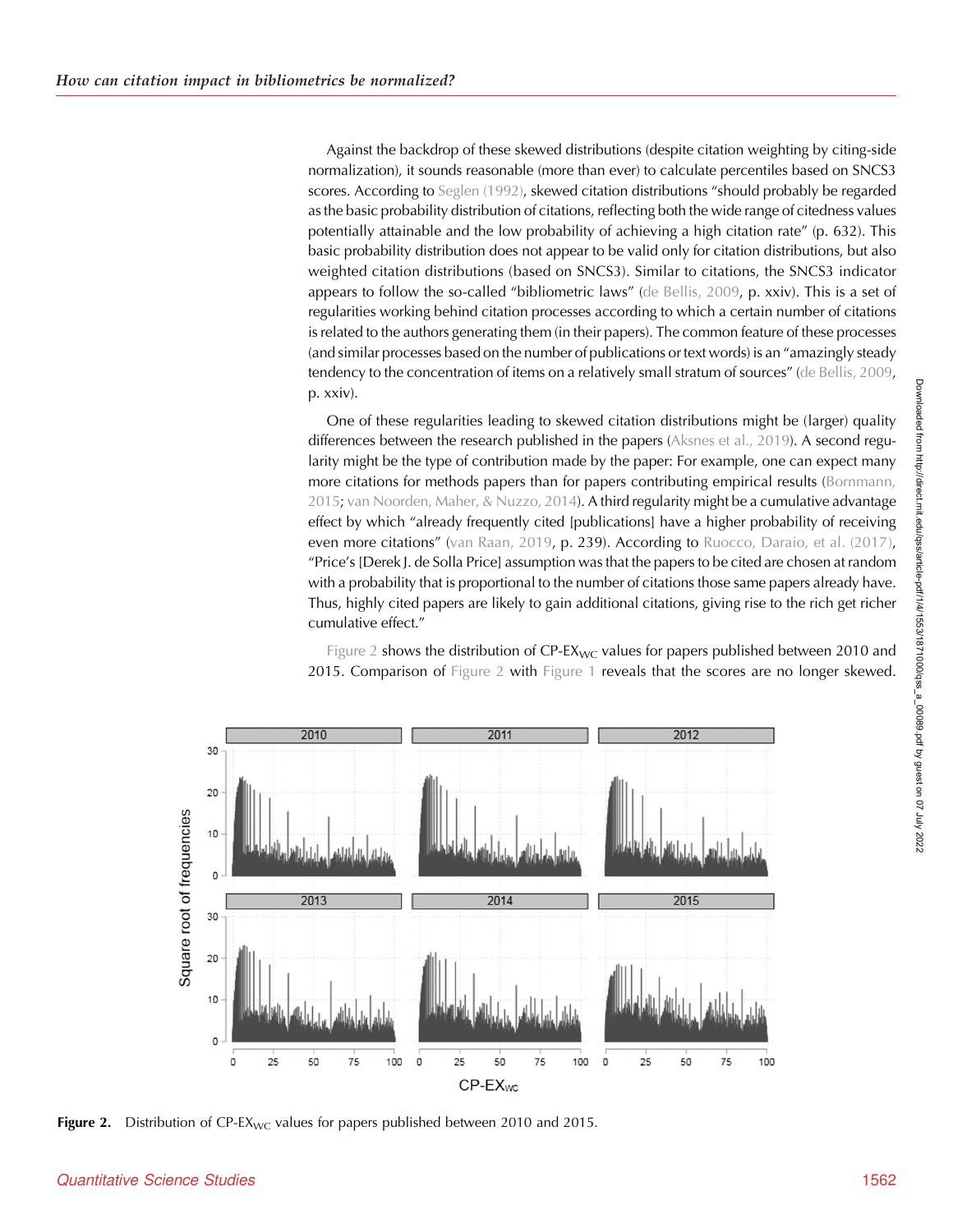Against the backdrop of these skewed distributions (despite citation weighting by citing-side normalization), it sounds reasonable (more than ever) to calculate percentiles based on SNCS3 scores. According to Seglen (1992), skewed citation distributions "should probably be regarded as the basic probability distribution of citations, reflecting both the wide range of citedness values potentially attainable and the low probability of achieving a high citation rate" (p. 632). This basic probability distribution does not appear to be valid only for citation distributions, but also weighted citation distributions (based on SNCS3). Similar to citations, the SNCS3 indicator appears to follow the so-called "bibliometric laws" (de Bellis, 2009, p. xxiv). This is a set of regularities working behind citation processes according to which a certain number of citations is related to the authors generating them (in their papers). The common feature of these processes (and similar processes based on the number of publications or text words) is an "amazingly steady tendency to the concentration of items on a relatively small stratum of sources" (de Bellis, 2009, p. xxiv).

One of these regularities leading to skewed citation distributions might be (larger) quality differences between the research published in the papers (Aksnes et al., 2019). A second regularity might be the type of contribution made by the paper: For example, one can expect many more citations for methods papers than for papers contributing empirical results (Bornmann, 2015; van Noorden, Maher, & Nuzzo, 2014). A third regularity might be a cumulative advantage effect by which "already frequently cited [publications] have a higher probability of receiving even more citations" (van Raan, 2019, p. 239). According to Ruocco, Daraio, et al. (2017), "Price's [Derek J. de Solla Price] assumption was that the papers to be cited are chosen at random with a probability that is proportional to the number of citations those same papers already have. Thus, highly cited papers are likely to gain additional citations, giving rise to the rich get richer cumulative effect."

Figure 2 shows the distribution of CP-EX$_{WC}$ values for papers published between 2010 and 2015. Comparison of Figure 2 with Figure 1 reveals that the scores are no longer skewed.

**Figure 2.** Distribution of CP-EX$_{WC}$ values for papers published between 2010 and 2015.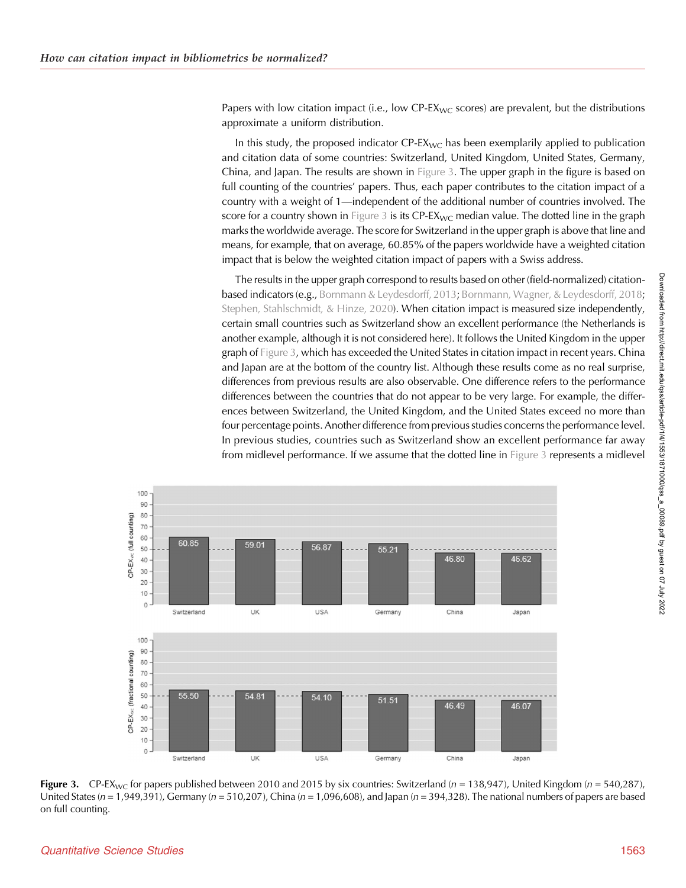Papers with low citation impact (i.e., low CP-$EX_{WC}$ scores) are prevalent, but the distributions approximate a uniform distribution.

In this study, the proposed indicator CP-$EX_{WC}$ has been exemplarily applied to publication and citation data of some countries: Switzerland, United Kingdom, United States, Germany, China, and Japan. The results are shown in Figure 3. The upper graph in the figure is based on full counting of the countries' papers. Thus, each paper contributes to the citation impact of a country with a weight of 1—independent of the additional number of countries involved. The score for a country shown in Figure 3 is its CP-$EX_{WC}$ median value. The dotted line in the graph marks the worldwide average. The score for Switzerland in the upper graph is above that line and means, for example, that on average, 60.85% of the papers worldwide have a weighted citation impact that is below the weighted citation impact of papers with a Swiss address.

The results in the upper graph correspond to results based on other (field-normalized) citation-based indicators (e.g., Bornmann & Leydesdorff, 2013; Bornmann, Wagner, & Leydesdorff, 2018; Stephen, Stahlschmidt, & Hinze, 2020). When citation impact is measured size independently, certain small countries such as Switzerland show an excellent performance (the Netherlands is another example, although it is not considered here). It follows the United Kingdom in the upper graph of Figure 3, which has exceeded the United States in citation impact in recent years. China and Japan are at the bottom of the country list. Although these results come as no real surprise, differences from previous results are also observable. One difference refers to the performance differences between the countries that do not appear to be very large. For example, the differences between Switzerland, the United Kingdom, and the United States exceed no more than four percentage points. Another difference from previous studies concerns the performance level. In previous studies, countries such as Switzerland show an excellent performance far away from midlevel performance. If we assume that the dotted line in Figure 3 represents a midlevel

| Country | CP-$EX_{WC}$ (full counting) | CP-$EX_{WC}$ (fractional counting) |
|---|---|---|
| Switzerland | 60.85 | 55.50 |
| UK | 59.01 | 54.81 |
| USA | 56.87 | 54.10 |
| Germany | 55.21 | 51.51 |
| China | 46.80 | 46.49 |
| Japan | 46.62 | 46.07 |

**Figure 3.** CP-$EX_{WC}$ for papers published between 2010 and 2015 by six countries: Switzerland ($n$ = 138,947), United Kingdom ($n$ = 540,287), United States ($n$ = 1,949,391), Germany ($n$ = 510,207), China ($n$ = 1,096,608), and Japan ($n$ = 394,328). The national numbers of papers are based on full counting.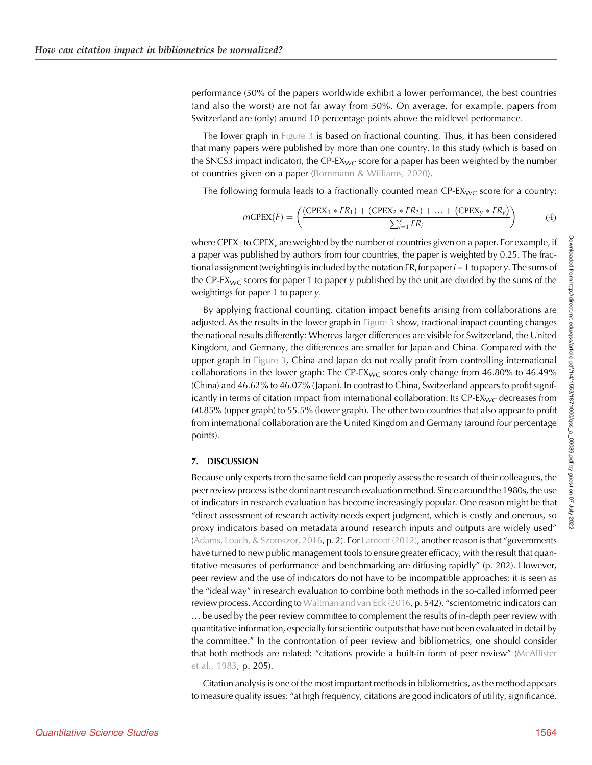performance (50% of the papers worldwide exhibit a lower performance), the best countries (and also the worst) are not far away from 50%. On average, for example, papers from Switzerland are (only) around 10 percentage points above the midlevel performance.

The lower graph in Figure 3 is based on fractional counting. Thus, it has been considered that many papers were published by more than one country. In this study (which is based on the SNCS3 impact indicator), the CP-$\text{EX}_{\text{WC}}$ score for a paper has been weighted by the number of countries given on a paper (Bornmann & Williams, 2020).

The following formula leads to a fractionally counted mean CP-$\text{EX}_{\text{WC}}$ score for a country:

$$m\text{CPEX}(F) = \left( \frac{(\text{CPEX}_1 * FR_1) + (\text{CPEX}_2 * FR_2) + \ldots + (\text{CPEX}_y * FR_y)}{\sum_{i=1}^{y} FR_i} \right) \tag{4}$$

where $\text{CPEX}_1$ to $\text{CPEX}_y$ are weighted by the number of countries given on a paper. For example, if a paper was published by authors from four countries, the paper is weighted by 0.25. The fractional assignment (weighting) is included by the notation $\text{FR}_i$ for paper $i = 1$ to paper $y$. The sums of the CP-$\text{EX}_{\text{WC}}$ scores for paper 1 to paper $y$ published by the unit are divided by the sums of the weightings for paper 1 to paper $y$.

By applying fractional counting, citation impact benefits arising from collaborations are adjusted. As the results in the lower graph in Figure 3 show, fractional impact counting changes the national results differently: Whereas larger differences are visible for Switzerland, the United Kingdom, and Germany, the differences are smaller for Japan and China. Compared with the upper graph in Figure 3, China and Japan do not really profit from controlling international collaborations in the lower graph: The CP-$\text{EX}_{\text{WC}}$ scores only change from 46.80% to 46.49% (China) and 46.62% to 46.07% (Japan). In contrast to China, Switzerland appears to profit significantly in terms of citation impact from international collaboration: Its CP-$\text{EX}_{\text{WC}}$ decreases from 60.85% (upper graph) to 55.5% (lower graph). The other two countries that also appear to profit from international collaboration are the United Kingdom and Germany (around four percentage points).

## 7. DISCUSSION

Because only experts from the same field can properly assess the research of their colleagues, the peer review process is the dominant research evaluation method. Since around the 1980s, the use of indicators in research evaluation has become increasingly popular. One reason might be that "direct assessment of research activity needs expert judgment, which is costly and onerous, so proxy indicators based on metadata around research inputs and outputs are widely used" (Adams, Loach, & Szomszor, 2016, p. 2). For Lamont (2012), another reason is that "governments have turned to new public management tools to ensure greater efficacy, with the result that quantitative measures of performance and benchmarking are diffusing rapidly" (p. 202). However, peer review and the use of indicators do not have to be incompatible approaches; it is seen as the "ideal way" in research evaluation to combine both methods in the so-called informed peer review process. According to Waltman and van Eck (2016, p. 542), "scientometric indicators can … be used by the peer review committee to complement the results of in-depth peer review with quantitative information, especially for scientific outputs that have not been evaluated in detail by the committee." In the confrontation of peer review and bibliometrics, one should consider that both methods are related: "citations provide a built-in form of peer review" (McAllister et al., 1983, p. 205).

Citation analysis is one of the most important methods in bibliometrics, as the method appears to measure quality issues: "at high frequency, citations are good indicators of utility, significance,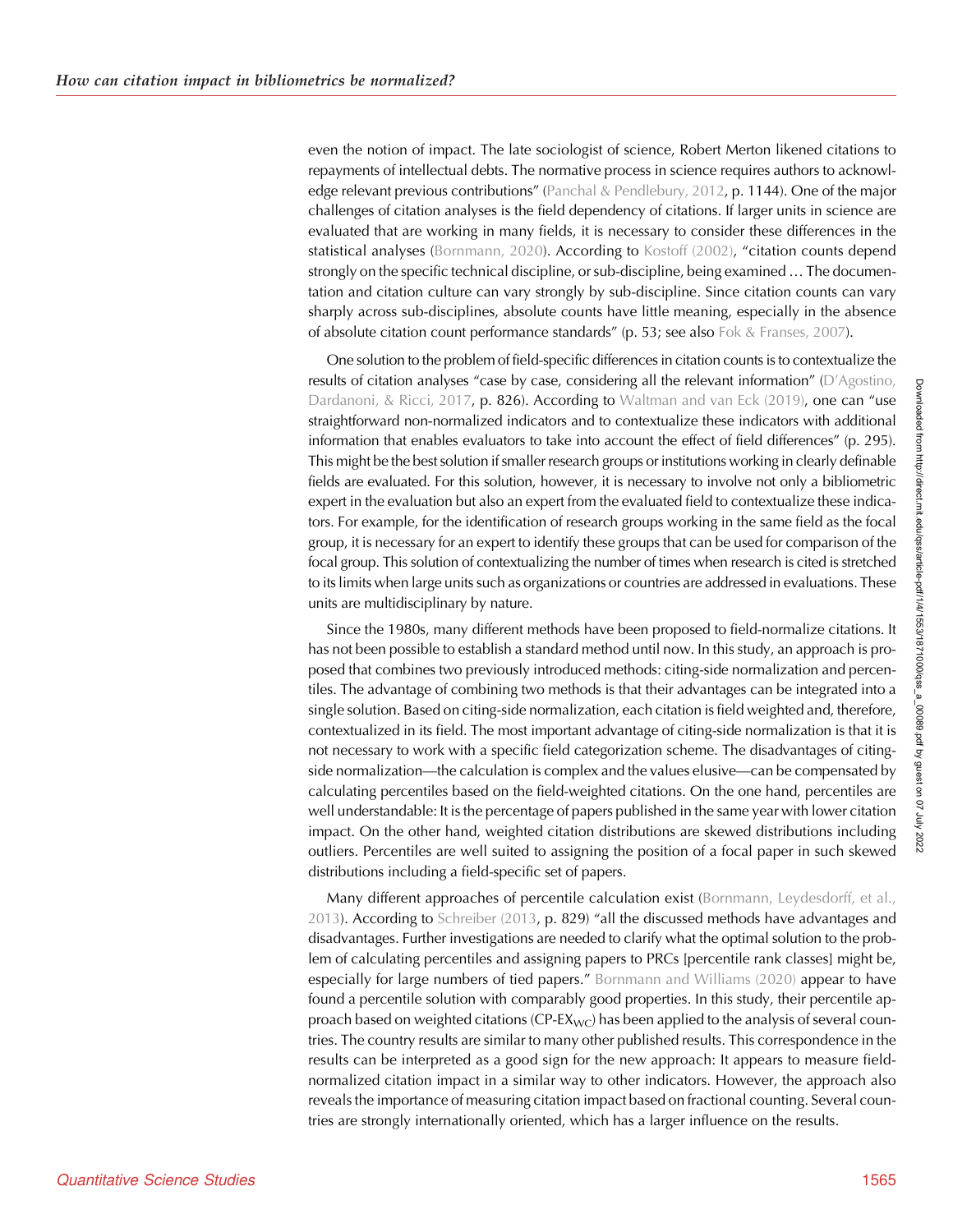even the notion of impact. The late sociologist of science, Robert Merton likened citations to repayments of intellectual debts. The normative process in science requires authors to acknowledge relevant previous contributions" (Panchal & Pendlebury, 2012, p. 1144). One of the major challenges of citation analyses is the field dependency of citations. If larger units in science are evaluated that are working in many fields, it is necessary to consider these differences in the statistical analyses (Bornmann, 2020). According to Kostoff (2002), "citation counts depend strongly on the specific technical discipline, or sub-discipline, being examined … The documentation and citation culture can vary strongly by sub-discipline. Since citation counts can vary sharply across sub-disciplines, absolute counts have little meaning, especially in the absence of absolute citation count performance standards" (p. 53; see also Fok & Franses, 2007).

One solution to the problem of field-specific differences in citation counts is to contextualize the results of citation analyses "case by case, considering all the relevant information" (D'Agostino, Dardanoni, & Ricci, 2017, p. 826). According to Waltman and van Eck (2019), one can "use straightforward non-normalized indicators and to contextualize these indicators with additional information that enables evaluators to take into account the effect of field differences" (p. 295). This might be the best solution if smaller research groups or institutions working in clearly definable fields are evaluated. For this solution, however, it is necessary to involve not only a bibliometric expert in the evaluation but also an expert from the evaluated field to contextualize these indicators. For example, for the identification of research groups working in the same field as the focal group, it is necessary for an expert to identify these groups that can be used for comparison of the focal group. This solution of contextualizing the number of times when research is cited is stretched to its limits when large units such as organizations or countries are addressed in evaluations. These units are multidisciplinary by nature.

Since the 1980s, many different methods have been proposed to field-normalize citations. It has not been possible to establish a standard method until now. In this study, an approach is proposed that combines two previously introduced methods: citing-side normalization and percentiles. The advantage of combining two methods is that their advantages can be integrated into a single solution. Based on citing-side normalization, each citation is field weighted and, therefore, contextualized in its field. The most important advantage of citing-side normalization is that it is not necessary to work with a specific field categorization scheme. The disadvantages of citing-side normalization—the calculation is complex and the values elusive—can be compensated by calculating percentiles based on the field-weighted citations. On the one hand, percentiles are well understandable: It is the percentage of papers published in the same year with lower citation impact. On the other hand, weighted citation distributions are skewed distributions including outliers. Percentiles are well suited to assigning the position of a focal paper in such skewed distributions including a field-specific set of papers.

Many different approaches of percentile calculation exist (Bornmann, Leydesdorff, et al., 2013). According to Schreiber (2013, p. 829) "all the discussed methods have advantages and disadvantages. Further investigations are needed to clarify what the optimal solution to the problem of calculating percentiles and assigning papers to PRCs [percentile rank classes] might be, especially for large numbers of tied papers." Bornmann and Williams (2020) appear to have found a percentile solution with comparably good properties. In this study, their percentile approach based on weighted citations (CP-$EX_{WC}$) has been applied to the analysis of several countries. The country results are similar to many other published results. This correspondence in the results can be interpreted as a good sign for the new approach: It appears to measure field-normalized citation impact in a similar way to other indicators. However, the approach also reveals the importance of measuring citation impact based on fractional counting. Several countries are strongly internationally oriented, which has a larger influence on the results.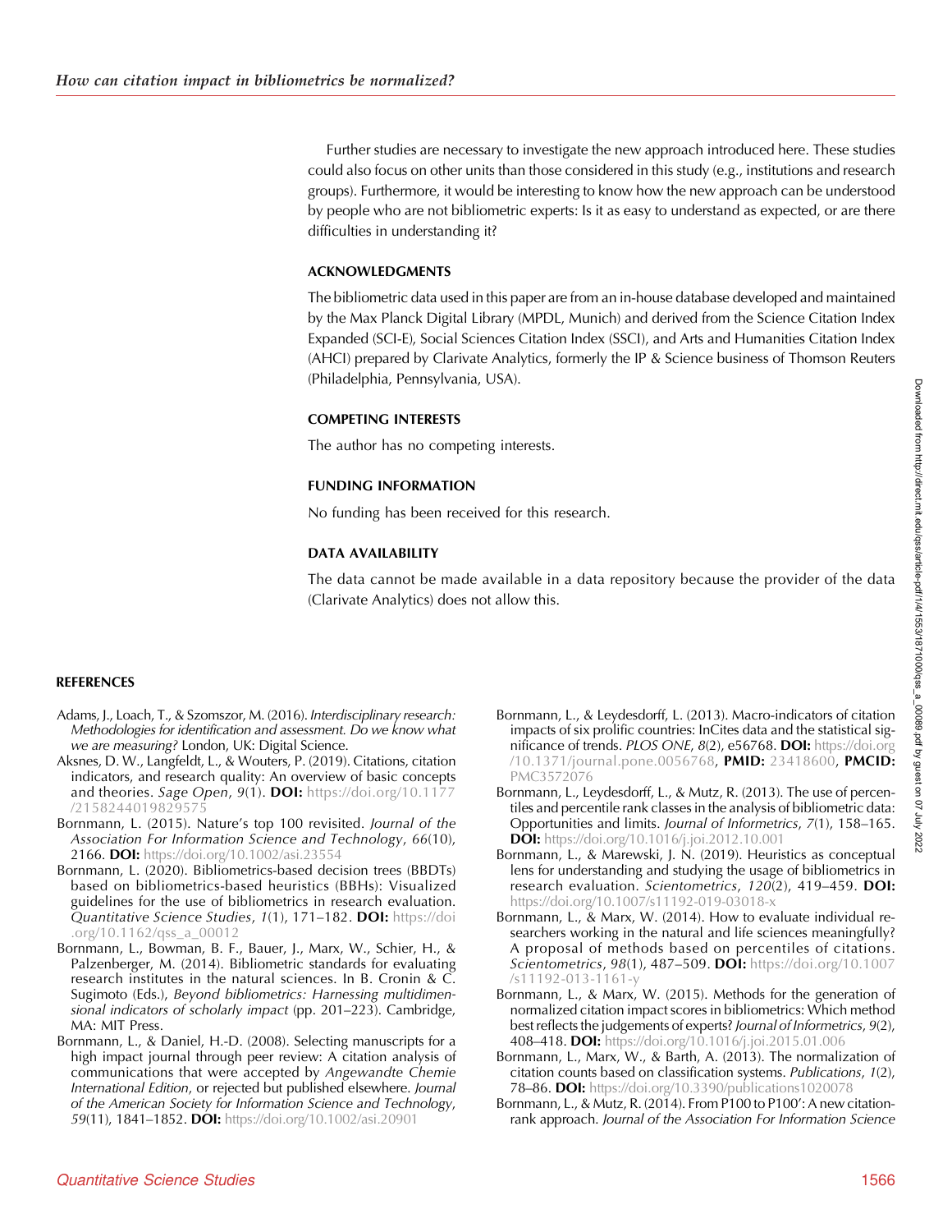Further studies are necessary to investigate the new approach introduced here. These studies could also focus on other units than those considered in this study (e.g., institutions and research groups). Furthermore, it would be interesting to know how the new approach can be understood by people who are not bibliometric experts: Is it as easy to understand as expected, or are there difficulties in understanding it?

## ACKNOWLEDGMENTS

The bibliometric data used in this paper are from an in-house database developed and maintained by the Max Planck Digital Library (MPDL, Munich) and derived from the Science Citation Index Expanded (SCI-E), Social Sciences Citation Index (SSCI), and Arts and Humanities Citation Index (AHCI) prepared by Clarivate Analytics, formerly the IP & Science business of Thomson Reuters (Philadelphia, Pennsylvania, USA).

## COMPETING INTERESTS

The author has no competing interests.

## FUNDING INFORMATION

No funding has been received for this research.

## DATA AVAILABILITY

The data cannot be made available in a data repository because the provider of the data (Clarivate Analytics) does not allow this.

## REFERENCES

Adams, J., Loach, T., & Szomszor, M. (2016). *Interdisciplinary research: Methodologies for identification and assessment. Do we know what we are measuring?* London, UK: Digital Science.

Aksnes, D. W., Langfeldt, L., & Wouters, P. (2019). Citations, citation indicators, and research quality: An overview of basic concepts and theories. *Sage Open*, *9*(1). **DOI:** https://doi.org/10.1177/2158244019829575

Bornmann, L. (2015). Nature's top 100 revisited. *Journal of the Association For Information Science and Technology*, *66*(10), 2166. **DOI:** https://doi.org/10.1002/asi.23554

Bornmann, L. (2020). Bibliometrics-based decision trees (BBDTs) based on bibliometrics-based heuristics (BBHs): Visualized guidelines for the use of bibliometrics in research evaluation. *Quantitative Science Studies*, *1*(1), 171–182. **DOI:** https://doi.org/10.1162/qss_a_00012

Bornmann, L., Bowman, B. F., Bauer, J., Marx, W., Schier, H., & Palzenberger, M. (2014). Bibliometric standards for evaluating research institutes in the natural sciences. In B. Cronin & C. Sugimoto (Eds.), *Beyond bibliometrics: Harnessing multidimensional indicators of scholarly impact* (pp. 201–223). Cambridge, MA: MIT Press.

Bornmann, L., & Daniel, H.-D. (2008). Selecting manuscripts for a high impact journal through peer review: A citation analysis of communications that were accepted by *Angewandte Chemie International Edition*, or rejected but published elsewhere. *Journal of the American Society for Information Science and Technology*, *59*(11), 1841–1852. **DOI:** https://doi.org/10.1002/asi.20901

Bornmann, L., & Leydesdorff, L. (2013). Macro-indicators of citation impacts of six prolific countries: InCites data and the statistical significance of trends. *PLOS ONE*, *8*(2), e56768. **DOI:** https://doi.org/10.1371/journal.pone.0056768, **PMID:** 23418600, **PMCID:** PMC3572076

Bornmann, L., Leydesdorff, L., & Mutz, R. (2013). The use of percentiles and percentile rank classes in the analysis of bibliometric data: Opportunities and limits. *Journal of Informetrics*, *7*(1), 158–165. **DOI:** https://doi.org/10.1016/j.joi.2012.10.001

Bornmann, L., & Marewski, J. N. (2019). Heuristics as conceptual lens for understanding and studying the usage of bibliometrics in research evaluation. *Scientometrics*, *120*(2), 419–459. **DOI:** https://doi.org/10.1007/s11192-019-03018-x

Bornmann, L., & Marx, W. (2014). How to evaluate individual researchers working in the natural and life sciences meaningfully? A proposal of methods based on percentiles of citations. *Scientometrics*, *98*(1), 487–509. **DOI:** https://doi.org/10.1007/s11192-013-1161-y

Bornmann, L., & Marx, W. (2015). Methods for the generation of normalized citation impact scores in bibliometrics: Which method best reflects the judgements of experts? *Journal of Informetrics*, *9*(2), 408–418. **DOI:** https://doi.org/10.1016/j.joi.2015.01.006

Bornmann, L., Marx, W., & Barth, A. (2013). The normalization of citation counts based on classification systems. *Publications*, *1*(2), 78–86. **DOI:** https://doi.org/10.3390/publications1020078

Bornmann, L., & Mutz, R. (2014). From P100 to P100': A new citation-rank approach. *Journal of the Association For Information Science*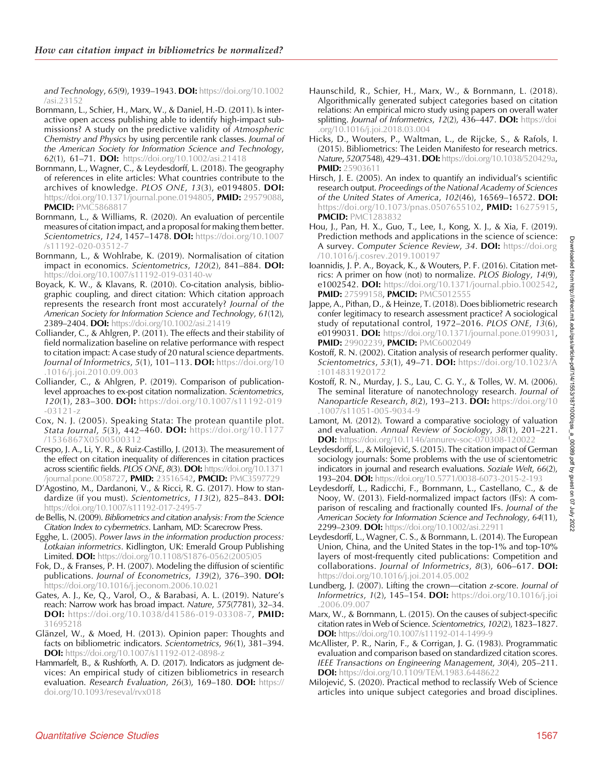*and Technology*, *65*(9), 1939–1943. **DOI:** https://doi.org/10.1002/asi.23152

Bornmann, L., Schier, H., Marx, W., & Daniel, H.-D. (2011). Is interactive open access publishing able to identify high-impact submissions? A study on the predictive validity of *Atmospheric Chemistry and Physics* by using percentile rank classes. *Journal of the American Society for Information Science and Technology*, *62*(1), 61–71. **DOI:** https://doi.org/10.1002/asi.21418

Bornmann, L., Wagner, C., & Leydesdorff, L. (2018). The geography of references in elite articles: What countries contribute to the archives of knowledge. *PLOS ONE*, *13*(3), e0194805. **DOI:** https://doi.org/10.1371/journal.pone.0194805, **PMID:** 29579088, **PMCID:** PMC5868817

Bornmann, L., & Williams, R. (2020). An evaluation of percentile measures of citation impact, and a proposal for making them better. *Scientometrics*, *124*, 1457–1478. **DOI:** https://doi.org/10.1007/s11192-020-03512-7

Bornmann, L., & Wohlrabe, K. (2019). Normalisation of citation impact in economics. *Scientometrics*, *120*(2), 841–884. **DOI:** https://doi.org/10.1007/s11192-019-03140-w

Boyack, K. W., & Klavans, R. (2010). Co-citation analysis, bibliographic coupling, and direct citation: Which citation approach represents the research front most accurately? *Journal of the American Society for Information Science and Technology*, *61*(12), 2389–2404. **DOI:** https://doi.org/10.1002/asi.21419

Colliander, C., & Ahlgren, P. (2011). The effects and their stability of field normalization baseline on relative performance with respect to citation impact: A case study of 20 natural science departments. *Journal of Informetrics*, *5*(1), 101–113. **DOI:** https://doi.org/10.1016/j.joi.2010.09.003

Colliander, C., & Ahlgren, P. (2019). Comparison of publication-level approaches to ex-post citation normalization. *Scientometrics*, *120*(1), 283–300. **DOI:** https://doi.org/10.1007/s11192-019-03121-z

Cox, N. J. (2005). Speaking Stata: The protean quantile plot. *Stata Journal*, *5*(3), 442–460. **DOI:** https://doi.org/10.1177/1536867X0500500312

Crespo, J. A., Li, Y. R., & Ruiz-Castillo, J. (2013). The measurement of the effect on citation inequality of differences in citation practices across scientific fields. *PLOS ONE*, *8*(3). **DOI:** https://doi.org/10.1371/journal.pone.0058727, **PMID:** 23516542, **PMCID:** PMC3597729

D'Agostino, M., Dardanoni, V., & Ricci, R. G. (2017). How to standardize (if you must). *Scientometrics*, *113*(2), 825–843. **DOI:** https://doi.org/10.1007/s11192-017-2495-7

de Bellis, N. (2009). *Bibliometrics and citation analysis: From the Science Citation Index to cybermetrics*. Lanham, MD: Scarecrow Press.

Egghe, L. (2005). *Power laws in the information production process: Lotkaian informetrics*. Kidlington, UK: Emerald Group Publishing Limited. **DOI:** https://doi.org/10.1108/S1876-0562(2005)05

Fok, D., & Franses, P. H. (2007). Modeling the diffusion of scientific publications. *Journal of Econometrics*, *139*(2), 376–390. **DOI:** https://doi.org/10.1016/j.jeconom.2006.10.021

Gates, A. J., Ke, Q., Varol, O., & Barabasi, A. L. (2019). Nature's reach: Narrow work has broad impact. *Nature*, *575*(7781), 32–34. **DOI:** https://doi.org/10.1038/d41586-019-03308-7, **PMID:** 31695218

Glänzel, W., & Moed, H. (2013). Opinion paper: Thoughts and facts on bibliometric indicators. *Scientometrics*, *96*(1), 381–394. **DOI:** https://doi.org/10.1007/s11192-012-0898-z

Hammarfelt, B., & Rushforth, A. D. (2017). Indicators as judgment devices: An empirical study of citizen bibliometrics in research evaluation. *Research Evaluation*, *26*(3), 169–180. **DOI:** https://doi.org/10.1093/reseval/rvx018

Haunschild, R., Schier, H., Marx, W., & Bornmann, L. (2018). Algorithmically generated subject categories based on citation relations: An empirical micro study using papers on overall water splitting. *Journal of Informetrics*, *12*(2), 436–447. **DOI:** https://doi.org/10.1016/j.joi.2018.03.004

Hicks, D., Wouters, P., Waltman, L., de Rijcke, S., & Rafols, I. (2015). Bibliometrics: The Leiden Manifesto for research metrics. *Nature*, *520*(7548), 429–431. **DOI:** https://doi.org/10.1038/520429a, **PMID:** 25903611

Hirsch, J. E. (2005). An index to quantify an individual's scientific research output. *Proceedings of the National Academy of Sciences of the United States of America*, *102*(46), 16569–16572. **DOI:** https://doi.org/10.1073/pnas.0507655102, **PMID:** 16275915, **PMCID:** PMC1283832

Hou, J., Pan, H. X., Guo, T., Lee, I., Kong, X. J., & Xia, F. (2019). Prediction methods and applications in the science of science: A survey. *Computer Science Review*, *34*. **DOI:** https://doi.org/10.1016/j.cosrev.2019.100197

Ioannidis, J. P. A., Boyack, K., & Wouters, P. F. (2016). Citation metrics: A primer on how (not) to normalize. *PLOS Biology*, *14*(9), e1002542. **DOI:** https://doi.org/10.1371/journal.pbio.1002542, **PMID:** 27599158, **PMCID:** PMC5012555

Jappe, A., Pithan, D., & Heinze, T. (2018). Does bibliometric research confer legitimacy to research assessment practice? A sociological study of reputational control, 1972–2016. *PLOS ONE*, *13*(6), e0199031. **DOI:** https://doi.org/10.1371/journal.pone.0199031, **PMID:** 29902239, **PMCID:** PMC6002049

Kostoff, R. N. (2002). Citation analysis of research performer quality. *Scientometrics*, *53*(1), 49–71. **DOI:** https://doi.org/10.1023/A:1014831920172

Kostoff, R. N., Murday, J. S., Lau, C. G. Y., & Tolles, W. M. (2006). The seminal literature of nanotechnology research. *Journal of Nanoparticle Research*, *8*(2), 193–213. **DOI:** https://doi.org/10.1007/s11051-005-9034-9

Lamont, M. (2012). Toward a comparative sociology of valuation and evaluation. *Annual Review of Sociology*, *38*(1), 201–221. **DOI:** https://doi.org/10.1146/annurev-soc-070308-120022

Leydesdorff, L., & Milojević, S. (2015). The citation impact of German sociology journals: Some problems with the use of scientometric indicators in journal and research evaluations. *Soziale Welt*, *66*(2), 193–204. **DOI:** https://doi.org/10.5771/0038-6073-2015-2-193

Leydesdorff, L., Radicchi, F., Bornmann, L., Castellano, C., & de Nooy, W. (2013). Field-normalized impact factors (IFs): A comparison of rescaling and fractionally counted IFs. *Journal of the American Society for Information Science and Technology*, *64*(11), 2299–2309. **DOI:** https://doi.org/10.1002/asi.22911

Leydesdorff, L., Wagner, C. S., & Bornmann, L. (2014). The European Union, China, and the United States in the top-1% and top-10% layers of most-frequently cited publications: Competition and collaborations. *Journal of Informetrics*, *8*(3), 606–617. **DOI:** https://doi.org/10.1016/j.joi.2014.05.002

Lundberg, J. (2007). Lifting the crown—citation *z*-score. *Journal of Informetrics*, *1*(2), 145–154. **DOI:** https://doi.org/10.1016/j.joi.2006.09.007

Marx, W., & Bornmann, L. (2015). On the causes of subject-specific citation rates in Web of Science. *Scientometrics*, *102*(2), 1823–1827. **DOI:** https://doi.org/10.1007/s11192-014-1499-9

McAllister, P. R., Narin, F., & Corrigan, J. G. (1983). Programmatic evaluation and comparison based on standardized citation scores. *IEEE Transactions on Engineering Management*, *30*(4), 205–211. **DOI:** https://doi.org/10.1109/TEM.1983.6448622

Milojević, S. (2020). Practical method to reclassify Web of Science articles into unique subject categories and broad disciplines.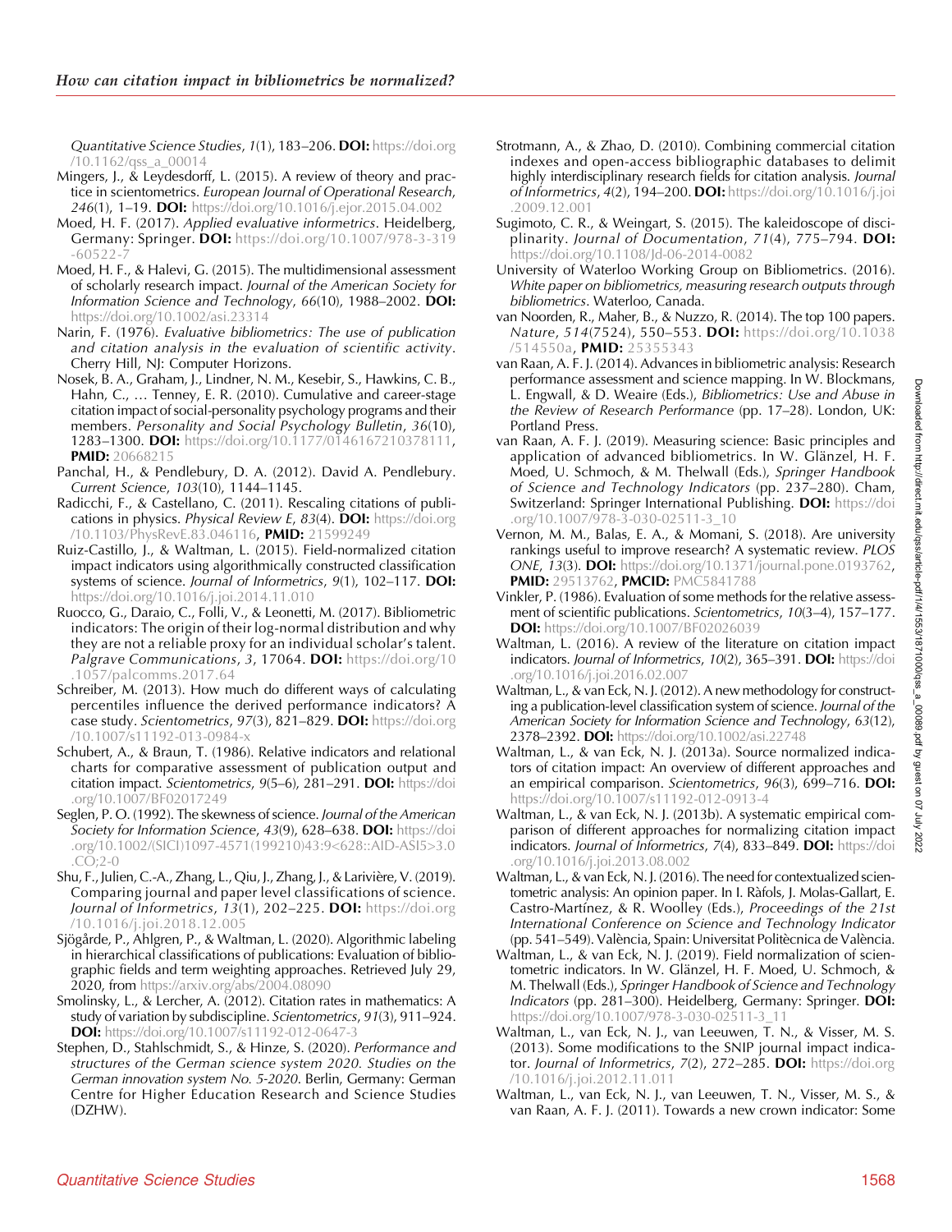*Quantitative Science Studies*, *1*(1), 183–206. **DOI:** https://doi.org/10.1162/qss_a_00014

Mingers, J., & Leydesdorff, L. (2015). A review of theory and practice in scientometrics. *European Journal of Operational Research*, *246*(1), 1–19. **DOI:** https://doi.org/10.1016/j.ejor.2015.04.002

Moed, H. F. (2017). *Applied evaluative informetrics*. Heidelberg, Germany: Springer. **DOI:** https://doi.org/10.1007/978-3-319-60522-7

Moed, H. F., & Halevi, G. (2015). The multidimensional assessment of scholarly research impact. *Journal of the American Society for Information Science and Technology*, *66*(10), 1988–2002. **DOI:** https://doi.org/10.1002/asi.23314

Narin, F. (1976). *Evaluative bibliometrics: The use of publication and citation analysis in the evaluation of scientific activity*. Cherry Hill, NJ: Computer Horizons.

Nosek, B. A., Graham, J., Lindner, N. M., Kesebir, S., Hawkins, C. B., Hahn, C., … Tenney, E. R. (2010). Cumulative and career-stage citation impact of social-personality psychology programs and their members. *Personality and Social Psychology Bulletin*, *36*(10), 1283–1300. **DOI:** https://doi.org/10.1177/0146167210378111, **PMID:** 20668215

Panchal, H., & Pendlebury, D. A. (2012). David A. Pendlebury. *Current Science*, *103*(10), 1144–1145.

Radicchi, F., & Castellano, C. (2011). Rescaling citations of publications in physics. *Physical Review E*, *83*(4). **DOI:** https://doi.org/10.1103/PhysRevE.83.046116, **PMID:** 21599249

Ruiz-Castillo, J., & Waltman, L. (2015). Field-normalized citation impact indicators using algorithmically constructed classification systems of science. *Journal of Informetrics*, *9*(1), 102–117. **DOI:** https://doi.org/10.1016/j.joi.2014.11.010

Ruocco, G., Daraio, C., Folli, V., & Leonetti, M. (2017). Bibliometric indicators: The origin of their log-normal distribution and why they are not a reliable proxy for an individual scholar's talent. *Palgrave Communications*, *3*, 17064. **DOI:** https://doi.org/10.1057/palcomms.2017.64

Schreiber, M. (2013). How much do different ways of calculating percentiles influence the derived performance indicators? A case study. *Scientometrics*, *97*(3), 821–829. **DOI:** https://doi.org/10.1007/s11192-013-0984-x

Schubert, A., & Braun, T. (1986). Relative indicators and relational charts for comparative assessment of publication output and citation impact. *Scientometrics*, *9*(5–6), 281–291. **DOI:** https://doi.org/10.1007/BF02017249

Seglen, P. O. (1992). The skewness of science. *Journal of the American Society for Information Science*, *43*(9), 628–638. **DOI:** https://doi.org/10.1002/(SICI)1097-4571(199210)43:9<628::AID-ASI5>3.0.CO;2-0

Shu, F., Julien, C.-A., Zhang, L., Qiu, J., Zhang, J., & Larivière, V. (2019). Comparing journal and paper level classifications of science. *Journal of Informetrics*, *13*(1), 202–225. **DOI:** https://doi.org/10.1016/j.joi.2018.12.005

Sjögårde, P., Ahlgren, P., & Waltman, L. (2020). Algorithmic labeling in hierarchical classifications of publications: Evaluation of bibliographic fields and term weighting approaches. Retrieved July 29, 2020, from https://arxiv.org/abs/2004.08090

Smolinsky, L., & Lercher, A. (2012). Citation rates in mathematics: A study of variation by subdiscipline. *Scientometrics*, *91*(3), 911–924. **DOI:** https://doi.org/10.1007/s11192-012-0647-3

Stephen, D., Stahlschmidt, S., & Hinze, S. (2020). *Performance and structures of the German science system 2020. Studies on the German innovation system No. 5-2020*. Berlin, Germany: German Centre for Higher Education Research and Science Studies (DZHW).

Strotmann, A., & Zhao, D. (2010). Combining commercial citation indexes and open-access bibliographic databases to delimit highly interdisciplinary research fields for citation analysis. *Journal of Informetrics*, *4*(2), 194–200. **DOI:** https://doi.org/10.1016/j.joi.2009.12.001

Sugimoto, C. R., & Weingart, S. (2015). The kaleidoscope of disciplinarity. *Journal of Documentation*, *71*(4), 775–794. **DOI:** https://doi.org/10.1108/Jd-06-2014-0082

University of Waterloo Working Group on Bibliometrics. (2016). *White paper on bibliometrics, measuring research outputs through bibliometrics*. Waterloo, Canada.

van Noorden, R., Maher, B., & Nuzzo, R. (2014). The top 100 papers. *Nature*, *514*(7524), 550–553. **DOI:** https://doi.org/10.1038/514550a, **PMID:** 25355343

van Raan, A. F. J. (2014). Advances in bibliometric analysis: Research performance assessment and science mapping. In W. Blockmans, L. Engwall, & D. Weaire (Eds.), *Bibliometrics: Use and Abuse in the Review of Research Performance* (pp. 17–28). London, UK: Portland Press.

van Raan, A. F. J. (2019). Measuring science: Basic principles and application of advanced bibliometrics. In W. Glänzel, H. F. Moed, U. Schmoch, & M. Thelwall (Eds.), *Springer Handbook of Science and Technology Indicators* (pp. 237–280). Cham, Switzerland: Springer International Publishing. **DOI:** https://doi.org/10.1007/978-3-030-02511-3_10

Vernon, M. M., Balas, E. A., & Momani, S. (2018). Are university rankings useful to improve research? A systematic review. *PLOS ONE*, *13*(3). **DOI:** https://doi.org/10.1371/journal.pone.0193762, **PMID:** 29513762, **PMCID:** PMC5841788

Vinkler, P. (1986). Evaluation of some methods for the relative assessment of scientific publications. *Scientometrics*, *10*(3–4), 157–177. **DOI:** https://doi.org/10.1007/BF02026039

Waltman, L. (2016). A review of the literature on citation impact indicators. *Journal of Informetrics*, *10*(2), 365–391. **DOI:** https://doi.org/10.1016/j.joi.2016.02.007

Waltman, L., & van Eck, N. J. (2012). A new methodology for constructing a publication-level classification system of science. *Journal of the American Society for Information Science and Technology*, *63*(12), 2378–2392. **DOI:** https://doi.org/10.1002/asi.22748

Waltman, L., & van Eck, N. J. (2013a). Source normalized indicators of citation impact: An overview of different approaches and an empirical comparison. *Scientometrics*, *96*(3), 699–716. **DOI:** https://doi.org/10.1007/s11192-012-0913-4

Waltman, L., & van Eck, N. J. (2013b). A systematic empirical comparison of different approaches for normalizing citation impact indicators. *Journal of Informetrics*, *7*(4), 833–849. **DOI:** https://doi.org/10.1016/j.joi.2013.08.002

Waltman, L., & van Eck, N. J. (2016). The need for contextualized scientometric analysis: An opinion paper. In I. Ràfols, J. Molas-Gallart, E. Castro-Martínez, & R. Woolley (Eds.), *Proceedings of the 21st International Conference on Science and Technology Indicator* (pp. 541–549). València, Spain: Universitat Politècnica de València.

Waltman, L., & van Eck, N. J. (2019). Field normalization of scientometric indicators. In W. Glänzel, H. F. Moed, U. Schmoch, & M. Thelwall (Eds.), *Springer Handbook of Science and Technology Indicators* (pp. 281–300). Heidelberg, Germany: Springer. **DOI:** https://doi.org/10.1007/978-3-030-02511-3_11

Waltman, L., van Eck, N. J., van Leeuwen, T. N., & Visser, M. S. (2013). Some modifications to the SNIP journal impact indicator. *Journal of Informetrics*, *7*(2), 272–285. **DOI:** https://doi.org/10.1016/j.joi.2012.11.011

Waltman, L., van Eck, N. J., van Leeuwen, T. N., Visser, M. S., & van Raan, A. F. J. (2011). Towards a new crown indicator: Some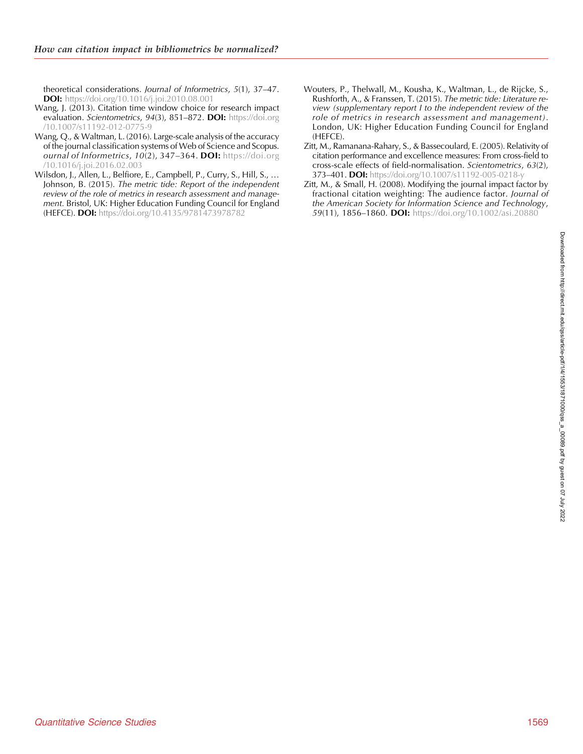theoretical considerations. *Journal of Informetrics*, *5*(1), 37–47. **DOI:** https://doi.org/10.1016/j.joi.2010.08.001

Wang, J. (2013). Citation time window choice for research impact evaluation. *Scientometrics*, *94*(3), 851–872. **DOI:** https://doi.org/10.1007/s11192-012-0775-9

Wang, Q., & Waltman, L. (2016). Large-scale analysis of the accuracy of the journal classification systems of Web of Science and Scopus. *ournal of Informetrics*, *10*(2), 347–364. **DOI:** https://doi.org/10.1016/j.joi.2016.02.003

Wilsdon, J., Allen, L., Belfiore, E., Campbell, P., Curry, S., Hill, S., … Johnson, B. (2015). *The metric tide: Report of the independent review of the role of metrics in research assessment and management*. Bristol, UK: Higher Education Funding Council for England (HEFCE). **DOI:** https://doi.org/10.4135/9781473978782

Wouters, P., Thelwall, M., Kousha, K., Waltman, L., de Rijcke, S., Rushforth, A., & Franssen, T. (2015). *The metric tide: Literature review (supplementary report I to the independent review of the role of metrics in research assessment and management)*. London, UK: Higher Education Funding Council for England (HEFCE).

Zitt, M., Ramanana-Rahary, S., & Bassecoulard, E. (2005). Relativity of citation performance and excellence measures: From cross-field to cross-scale effects of field-normalisation. *Scientometrics*, *63*(2), 373–401. **DOI:** https://doi.org/10.1007/s11192-005-0218-y

Zitt, M., & Small, H. (2008). Modifying the journal impact factor by fractional citation weighting: The audience factor. *Journal of the American Society for Information Science and Technology*, *59*(11), 1856–1860. **DOI:** https://doi.org/10.1002/asi.20880